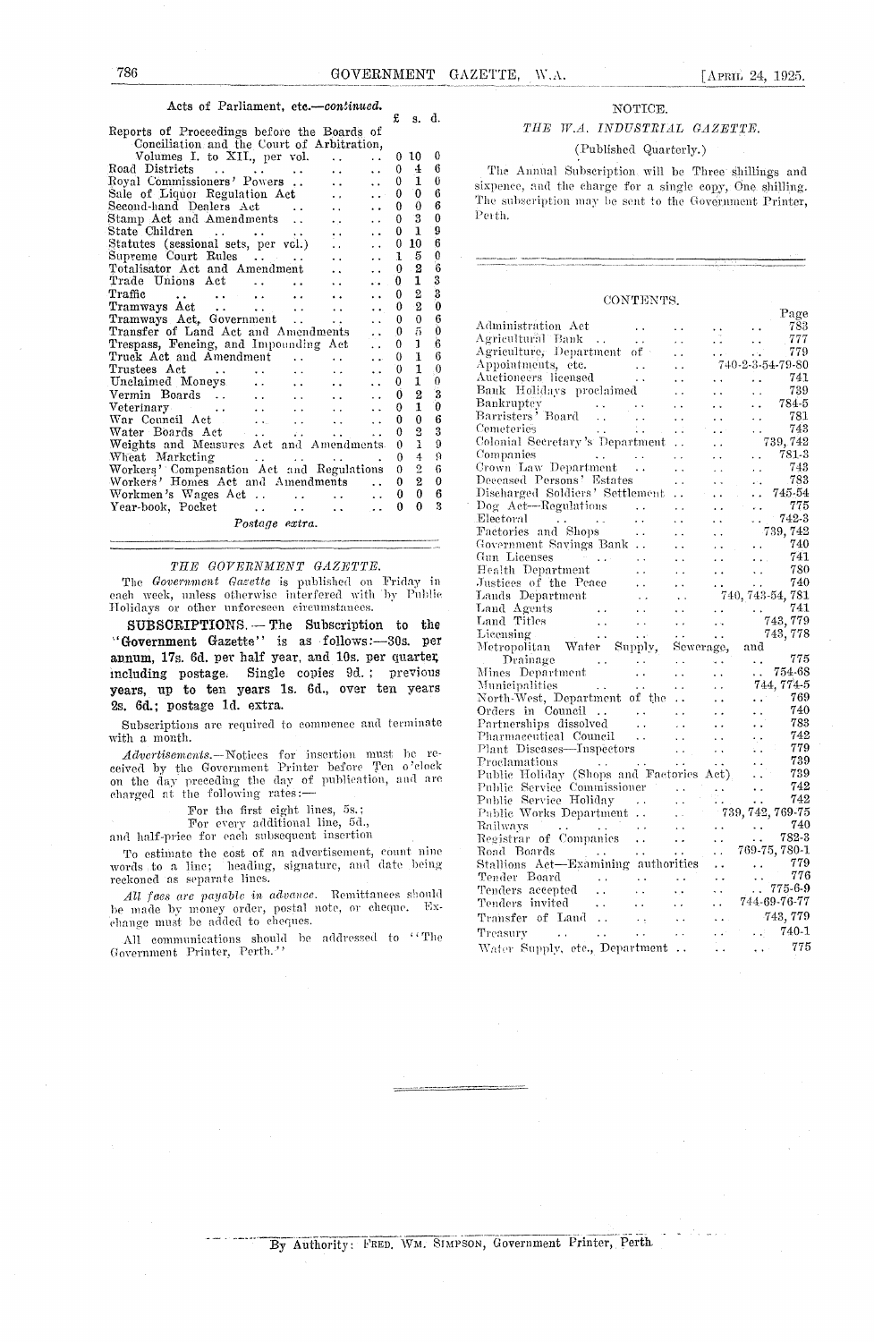## Acts of Parliament, etc.—*continued.*

| | £ | s. | d. |
|---|---|---|---|
| Reports of Proceedings before the Boards of Conciliation and the Court of Arbitration, Volumes I. to XII., per vol. | 0 | 10 | 0 |
| Road Districts | 0 | 4 | 6 |
| Royal Commissioners' Powers | 0 | 1 | 0 |
| Sale of Liquor Regulation Act | 0 | 0 | 6 |
| Second-hand Dealers Act | 0 | 0 | 6 |
| Stamp Act and Amendments | 0 | 3 | 0 |
| State Children | 0 | 1 | 9 |
| Statutes (sessional sets, per vol.) | 0 | 10 | 6 |
| Supreme Court Rules | 1 | 5 | 0 |
| Totalisator Act and Amendment | 0 | 2 | 6 |
| Trade Unions Act | 0 | 1 | 3 |
| Traffic | 0 | 2 | 3 |
| Tramways Act | 0 | 2 | 0 |
| Tramways Act, Government | 0 | 0 | 6 |
| Transfer of Land Act and Amendments | 0 | 5 | 0 |
| Trespass, Fencing, and Impounding Act | 0 | 1 | 6 |
| Truck Act and Amendment | 0 | 1 | 6 |
| Trustees Act | 0 | 1 | 0 |
| Unclaimed Moneys | 0 | 1 | 0 |
| Vermin Boards | 0 | 2 | 3 |
| Veterinary | 0 | 1 | 0 |
| War Council Act | 0 | 0 | 6 |
| Water Boards Act | 0 | 2 | 3 |
| Weights and Measures Act and Amendments | 0 | 1 | 9 |
| Wheat Marketing | 0 | 4 | 9 |
| Workers' Compensation Act and Regulations | 0 | 2 | 6 |
| Workers' Homes Act and Amendments | 0 | 2 | 0 |
| Workmen's Wages Act | 0 | 0 | 6 |
| Year-book, Pocket | 0 | 0 | 3 |

*Postage extra.*

## *THE GOVERNMENT GAZETTE.*

The *Government Gazette* is published on Friday in each week, unless otherwise interfered with by Public Holidays or other unforeseen circumstances.

**SUBSCRIPTIONS.—The Subscription to the "Government Gazette" is as follows:—30s. per annum, 17s. 6d. per half year, and 10s. per quarter, including postage. Single copies 9d.; previous years, up to ten years 1s. 6d., over ten years 2s. 6d.; postage 1d. extra.**

Subscriptions are required to commence and terminate with a month.

*Advertisements.*—Notices for insertion must be received by the Government Printer before Ten o'clock on the day preceding the day of publication, and are charged at the following rates:—

For the first eight lines, 5s.;
For every additional line, 5d.,

and half-price for each subsequent insertion.

To estimate the cost of an advertisement, count nine words to a line; heading, signature, and date being reckoned as separate lines.

*All fees are payable in advance.* Remittances should be made by money order, postal note, or cheque. Exchange must be added to cheques.

All communications should be addressed to "The Government Printer, Perth."

## NOTICE.

### *THE W.A. INDUSTRIAL GAZETTE.*

(Published Quarterly.)

The Annual Subscription will be Three shillings and sixpence, and the charge for a single copy, One shilling. The subscription may be sent to the Government Printer, Perth.

## CONTENTS.

| | Page |
|---|---|
| Administration Act | 783 |
| Agricultural Bank | 777 |
| Agriculture, Department of | 779 |
| Appointments, etc. | 740-2-3-54-79-80 |
| Auctioneers licensed | 741 |
| Bank Holidays proclaimed | 739 |
| Bankruptcy | 784-5 |
| Barristers' Board | 781 |
| Cemeteries | 743 |
| Colonial Secretary's Department | 739, 742 |
| Companies | 781-3 |
| Crown Law Department | 743 |
| Deceased Persons' Estates | 783 |
| Discharged Soldiers' Settlement | 745-54 |
| Dog Act—Regulations | 775 |
| Electoral | 742-3 |
| Factories and Shops | 739, 742 |
| Government Savings Bank | 740 |
| Gun Licenses | 741 |
| Health Department | 780 |
| Justices of the Peace | 740 |
| Lands Department | 740, 743-54, 781 |
| Land Agents | 741 |
| Land Titles | 743, 779 |
| Licensing | 743, 778 |
| Metropolitan Water Supply, Sewerage, and Drainage | 775 |
| Mines Department | 754-68 |
| Municipalities | 744, 774-5 |
| North-West, Department of the | 769 |
| Orders in Council | 740 |
| Partnerships dissolved | 783 |
| Pharmaceutical Council | 742 |
| Plant Diseases—Inspectors | 779 |
| Proclamations | 739 |
| Public Holiday (Shops and Factories Act) | 739 |
| Public Service Commissioner | 742 |
| Public Service Holiday | 742 |
| Public Works Department | 739, 742, 769-75 |
| Railways | 740 |
| Registrar of Companies | 782-3 |
| Road Boards | 769-75, 780-1 |
| Stallions Act—Examining authorities | 779 |
| Tender Board | 776 |
| Tenders accepted | 775-6-9 |
| Tenders invited | 744-69-76-77 |
| Transfer of Land | 743, 779 |
| Treasury | 740-1 |
| Water Supply, etc., Department | 775 |

By Authority: FRED. WM. SIMPSON, Government Printer, Perth.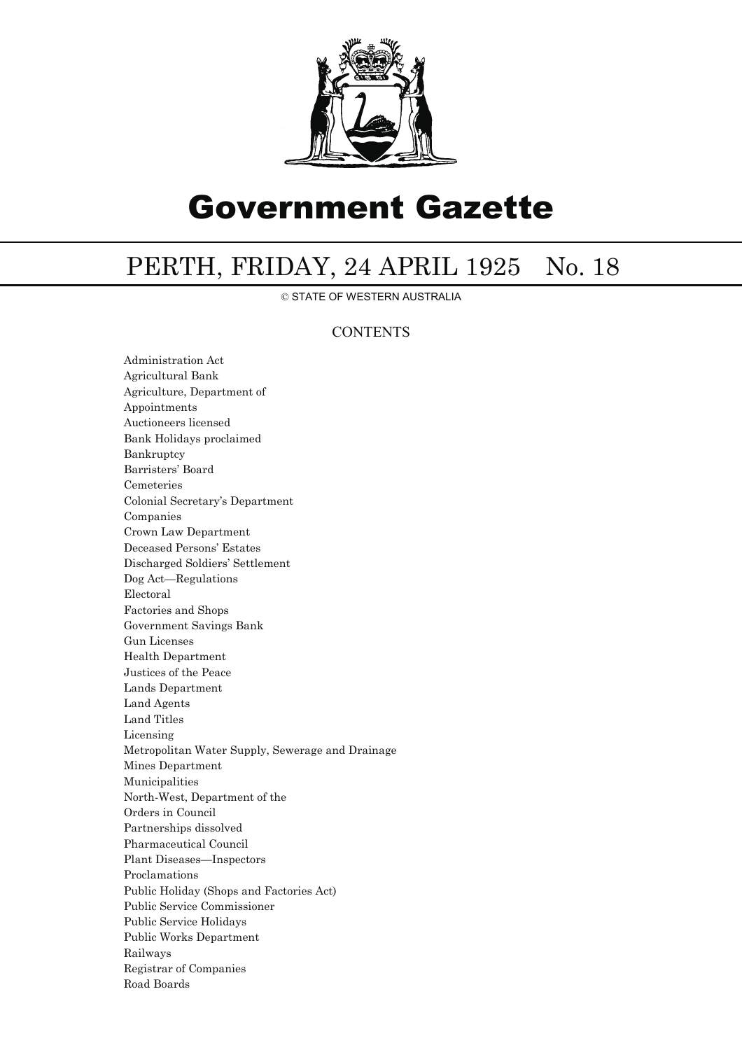# Government Gazette

## PERTH, FRIDAY, 24 APRIL 1925 No. 18

© STATE OF WESTERN AUSTRALIA

### CONTENTS

Administration Act
Agricultural Bank
Agriculture, Department of
Appointments
Auctioneers licensed
Bank Holidays proclaimed
Bankruptcy
Barristers' Board
Cemeteries
Colonial Secretary's Department
Companies
Crown Law Department
Deceased Persons' Estates
Discharged Soldiers' Settlement
Dog Act—Regulations
Electoral
Factories and Shops
Government Savings Bank
Gun Licenses
Health Department
Justices of the Peace
Lands Department
Land Agents
Land Titles
Licensing
Metropolitan Water Supply, Sewerage and Drainage
Mines Department
Municipalities
North-West, Department of the
Orders in Council
Partnerships dissolved
Pharmaceutical Council
Plant Diseases—Inspectors
Proclamations
Public Holiday (Shops and Factories Act)
Public Service Commissioner
Public Service Holidays
Public Works Department
Railways
Registrar of Companies
Road Boards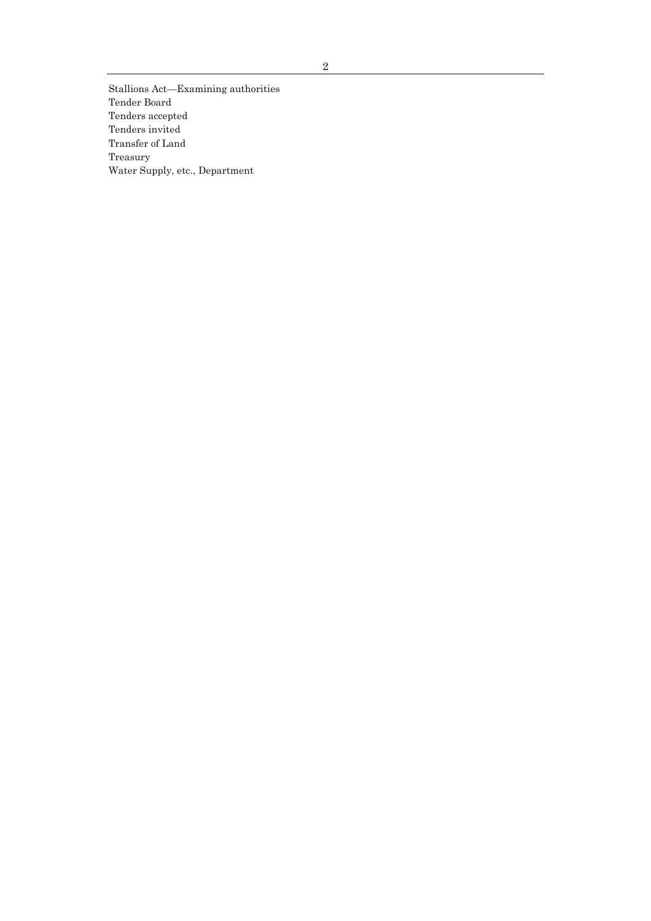Stallions Act—Examining authorities
Tender Board
Tenders accepted
Tenders invited
Transfer of Land
Treasury
Water Supply, etc., Department